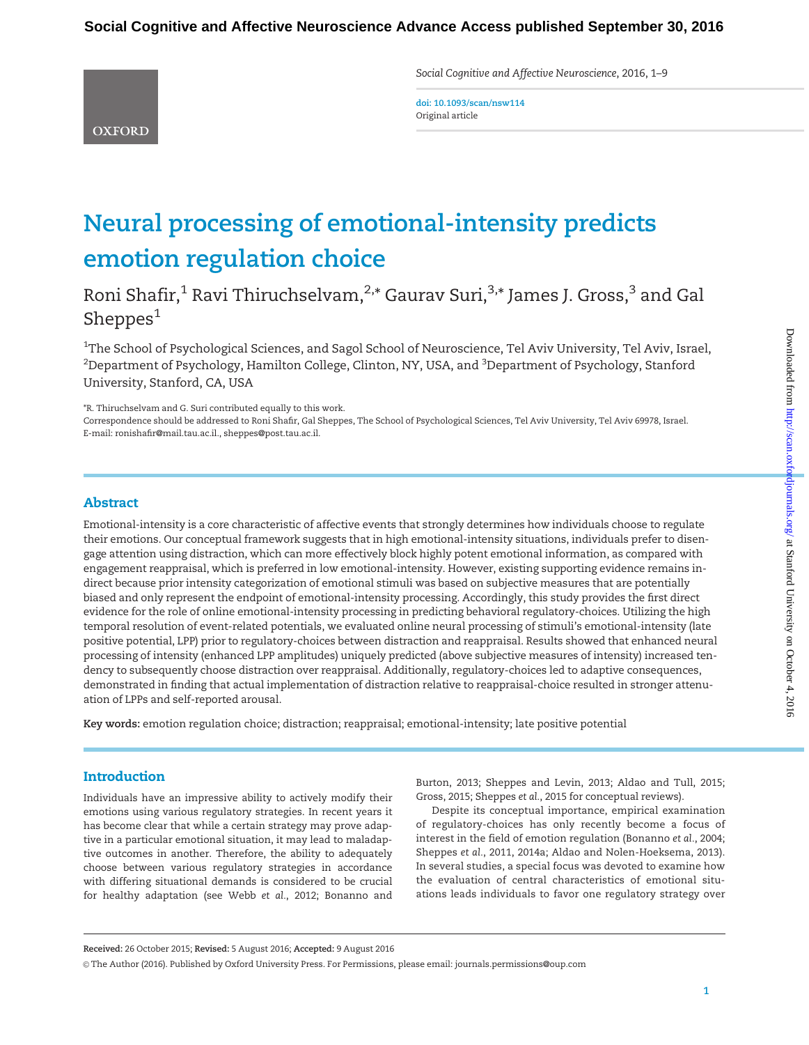doi: 10.1093/scan/nsw114
Original article

# Neural processing of emotional-intensity predicts emotion regulation choice

Roni Shafir,[1] Ravi Thiruchselvam,[2,*] Gaurav Suri,[3,*] James J. Gross,[3] and Gal Sheppes[1]

[1]The School of Psychological Sciences, and Sagol School of Neuroscience, Tel Aviv University, Tel Aviv, Israel, [2]Department of Psychology, Hamilton College, Clinton, NY, USA, and [3]Department of Psychology, Stanford University, Stanford, CA, USA

*R. Thiruchselvam and G. Suri contributed equally to this work.
Correspondence should be addressed to Roni Shafir, Gal Sheppes, The School of Psychological Sciences, Tel Aviv University, Tel Aviv 69978, Israel. E-mail: ronishafir@mail.tau.ac.il., sheppes@post.tau.ac.il.

## Abstract

Emotional-intensity is a core characteristic of affective events that strongly determines how individuals choose to regulate their emotions. Our conceptual framework suggests that in high emotional-intensity situations, individuals prefer to disengage attention using distraction, which can more effectively block highly potent emotional information, as compared with engagement reappraisal, which is preferred in low emotional-intensity. However, existing supporting evidence remains indirect because prior intensity categorization of emotional stimuli was based on subjective measures that are potentially biased and only represent the endpoint of emotional-intensity processing. Accordingly, this study provides the first direct evidence for the role of online emotional-intensity processing in predicting behavioral regulatory-choices. Utilizing the high temporal resolution of event-related potentials, we evaluated online neural processing of stimuli's emotional-intensity (late positive potential, LPP) prior to regulatory-choices between distraction and reappraisal. Results showed that enhanced neural processing of intensity (enhanced LPP amplitudes) uniquely predicted (above subjective measures of intensity) increased tendency to subsequently choose distraction over reappraisal. Additionally, regulatory-choices led to adaptive consequences, demonstrated in finding that actual implementation of distraction relative to reappraisal-choice resulted in stronger attenuation of LPPs and self-reported arousal.

**Key words:** emotion regulation choice; distraction; reappraisal; emotional-intensity; late positive potential

## Introduction

Individuals have an impressive ability to actively modify their emotions using various regulatory strategies. In recent years it has become clear that while a certain strategy may prove adaptive in a particular emotional situation, it may lead to maladaptive outcomes in another. Therefore, the ability to adequately choose between various regulatory strategies in accordance with differing situational demands is considered to be crucial for healthy adaptation (see Webb *et al.*, 2012; Bonanno and Burton, 2013; Sheppes and Levin, 2013; Aldao and Tull, 2015; Gross, 2015; Sheppes *et al.*, 2015 for conceptual reviews).

Despite its conceptual importance, empirical examination of regulatory-choices has only recently become a focus of interest in the field of emotion regulation (Bonanno *et al.*, 2004; Sheppes *et al.*, 2011, 2014a; Aldao and Nolen-Hoeksema, 2013). In several studies, a special focus was devoted to examine how the evaluation of central characteristics of emotional situations leads individuals to favor one regulatory strategy over

**Received:** 26 October 2015; **Revised:** 5 August 2016; **Accepted:** 9 August 2016

© The Author (2016). Published by Oxford University Press. For Permissions, please email: journals.permissions@oup.com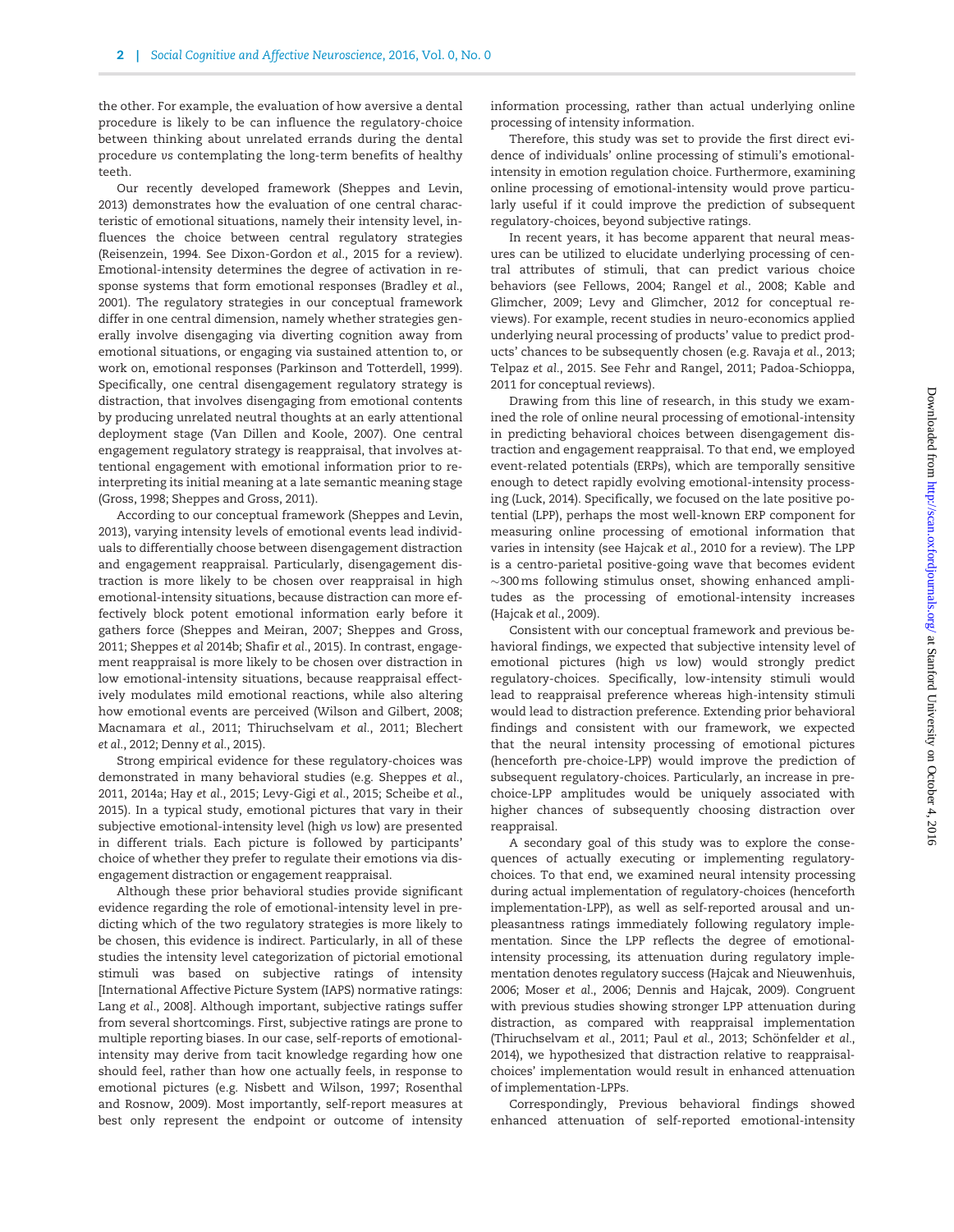the other. For example, the evaluation of how aversive a dental procedure is likely to be can influence the regulatory-choice between thinking about unrelated errands during the dental procedure *vs* contemplating the long-term benefits of healthy teeth.

Our recently developed framework (Sheppes and Levin, 2013) demonstrates how the evaluation of one central characteristic of emotional situations, namely their intensity level, influences the choice between central regulatory strategies (Reisenzein, 1994. See Dixon-Gordon *et al.*, 2015 for a review). Emotional-intensity determines the degree of activation in response systems that form emotional responses (Bradley *et al.*, 2001). The regulatory strategies in our conceptual framework differ in one central dimension, namely whether strategies generally involve disengaging via diverting cognition away from emotional situations, or engaging via sustained attention to, or work on, emotional responses (Parkinson and Totterdell, 1999). Specifically, one central disengagement regulatory strategy is distraction, that involves disengaging from emotional contents by producing unrelated neutral thoughts at an early attentional deployment stage (Van Dillen and Koole, 2007). One central engagement regulatory strategy is reappraisal, that involves attentional engagement with emotional information prior to reinterpreting its initial meaning at a late semantic meaning stage (Gross, 1998; Sheppes and Gross, 2011).

According to our conceptual framework (Sheppes and Levin, 2013), varying intensity levels of emotional events lead individuals to differentially choose between disengagement distraction and engagement reappraisal. Particularly, disengagement distraction is more likely to be chosen over reappraisal in high emotional-intensity situations, because distraction can more effectively block potent emotional information early before it gathers force (Sheppes and Meiran, 2007; Sheppes and Gross, 2011; Sheppes *et al* 2014b; Shafir *et al.*, 2015). In contrast, engagement reappraisal is more likely to be chosen over distraction in low emotional-intensity situations, because reappraisal effectively modulates mild emotional reactions, while also altering how emotional events are perceived (Wilson and Gilbert, 2008; Macnamara *et al.*, 2011; Thiruchselvam *et al.*, 2011; Blechert *et al.*, 2012; Denny *et al.*, 2015).

Strong empirical evidence for these regulatory-choices was demonstrated in many behavioral studies (e.g. Sheppes *et al.*, 2011, 2014a; Hay *et al.*, 2015; Levy-Gigi *et al.*, 2015; Scheibe *et al.*, 2015). In a typical study, emotional pictures that vary in their subjective emotional-intensity level (high *vs* low) are presented in different trials. Each picture is followed by participants' choice of whether they prefer to regulate their emotions via disengagement distraction or engagement reappraisal.

Although these prior behavioral studies provide significant evidence regarding the role of emotional-intensity level in predicting which of the two regulatory strategies is more likely to be chosen, this evidence is indirect. Particularly, in all of these studies the intensity level categorization of pictorial emotional stimuli was based on subjective ratings of intensity [International Affective Picture System (IAPS) normative ratings: Lang *et al.*, 2008]. Although important, subjective ratings suffer from several shortcomings. First, subjective ratings are prone to multiple reporting biases. In our case, self-reports of emotional-intensity may derive from tacit knowledge regarding how one should feel, rather than how one actually feels, in response to emotional pictures (e.g. Nisbett and Wilson, 1977; Rosenthal and Rosnow, 2009). Most importantly, self-report measures at best only represent the endpoint or outcome of intensity information processing, rather than actual underlying online processing of intensity information.

Therefore, this study was set to provide the first direct evidence of individuals' online processing of stimuli's emotional-intensity in emotion regulation choice. Furthermore, examining online processing of emotional-intensity would prove particularly useful if it could improve the prediction of subsequent regulatory-choices, beyond subjective ratings.

In recent years, it has become apparent that neural measures can be utilized to elucidate underlying processing of central attributes of stimuli, that can predict various choice behaviors (see Fellows, 2004; Rangel *et al.*, 2008; Kable and Glimcher, 2009; Levy and Glimcher, 2012 for conceptual reviews). For example, recent studies in neuro-economics applied underlying neural processing of products' value to predict products' chances to be subsequently chosen (e.g. Ravaja *et al.*, 2013; Telpaz *et al.*, 2015. See Fehr and Rangel, 2011; Padoa-Schioppa, 2011 for conceptual reviews).

Drawing from this line of research, in this study we examined the role of online neural processing of emotional-intensity in predicting behavioral choices between disengagement distraction and engagement reappraisal. To that end, we employed event-related potentials (ERPs), which are temporally sensitive enough to detect rapidly evolving emotional-intensity processing (Luck, 2014). Specifically, we focused on the late positive potential (LPP), perhaps the most well-known ERP component for measuring online processing of emotional information that varies in intensity (see Hajcak *et al.*, 2010 for a review). The LPP is a centro-parietal positive-going wave that becomes evident ~300 ms following stimulus onset, showing enhanced amplitudes as the processing of emotional-intensity increases (Hajcak *et al.*, 2009).

Consistent with our conceptual framework and previous behavioral findings, we expected that subjective intensity level of emotional pictures (high *vs* low) would strongly predict regulatory-choices. Specifically, low-intensity stimuli would lead to reappraisal preference whereas high-intensity stimuli would lead to distraction preference. Extending prior behavioral findings and consistent with our framework, we expected that the neural intensity processing of emotional pictures (henceforth pre-choice-LPP) would improve the prediction of subsequent regulatory-choices. Particularly, an increase in pre-choice-LPP amplitudes would be uniquely associated with higher chances of subsequently choosing distraction over reappraisal.

A secondary goal of this study was to explore the consequences of actually executing or implementing regulatory-choices. To that end, we examined neural intensity processing during actual implementation of regulatory-choices (henceforth implementation-LPP), as well as self-reported arousal and unpleasantness ratings immediately following regulatory implementation. Since the LPP reflects the degree of emotional-intensity processing, its attenuation during regulatory implementation denotes regulatory success (Hajcak and Nieuwenhuis, 2006; Moser *et al.*, 2006; Dennis and Hajcak, 2009). Congruent with previous studies showing stronger LPP attenuation during distraction, as compared with reappraisal implementation (Thiruchselvam *et al.*, 2011; Paul *et al.*, 2013; Schönfelder *et al.*, 2014), we hypothesized that distraction relative to reappraisal-choices' implementation would result in enhanced attenuation of implementation-LPPs.

Correspondingly, Previous behavioral findings showed enhanced attenuation of self-reported emotional-intensity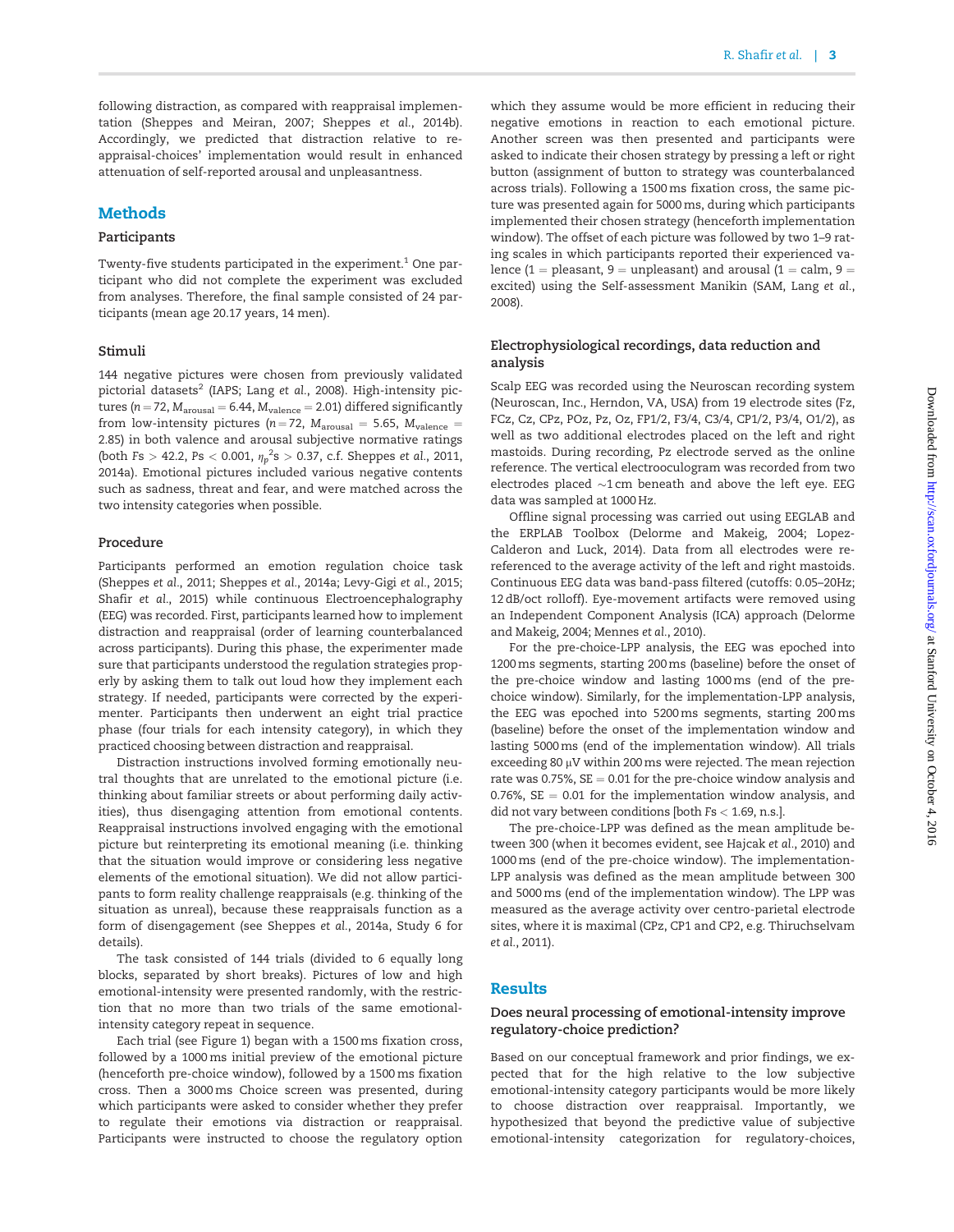following distraction, as compared with reappraisal implementation (Sheppes and Meiran, 2007; Sheppes *et al.*, 2014b). Accordingly, we predicted that distraction relative to reappraisal-choices' implementation would result in enhanced attenuation of self-reported arousal and unpleasantness.

## Methods

### Participants

Twenty-five students participated in the experiment.[1] One participant who did not complete the experiment was excluded from analyses. Therefore, the final sample consisted of 24 participants (mean age 20.17 years, 14 men).

### Stimuli

144 negative pictures were chosen from previously validated pictorial datasets[2] (IAPS; Lang *et al.*, 2008). High-intensity pictures ($n = 72$, $M_{\text{arousal}} = 6.44$, $M_{\text{valence}} = 2.01$) differed significantly from low-intensity pictures ($n = 72$, $M_{\text{arousal}} = 5.65$, $M_{\text{valence}} = 2.85$) in both valence and arousal subjective normative ratings (both $Fs > 42.2$, $Ps < 0.001$, $\eta_p^2 s > 0.37$, c.f. Sheppes *et al.*, 2011, 2014a). Emotional pictures included various negative contents such as sadness, threat and fear, and were matched across the two intensity categories when possible.

### Procedure

Participants performed an emotion regulation choice task (Sheppes *et al.*, 2011; Sheppes *et al.*, 2014a; Levy-Gigi *et al.*, 2015; Shafir *et al.*, 2015) while continuous Electroencephalography (EEG) was recorded. First, participants learned how to implement distraction and reappraisal (order of learning counterbalanced across participants). During this phase, the experimenter made sure that participants understood the regulation strategies properly by asking them to talk out loud how they implement each strategy. If needed, participants were corrected by the experimenter. Participants then underwent an eight trial practice phase (four trials for each intensity category), in which they practiced choosing between distraction and reappraisal.

Distraction instructions involved forming emotionally neutral thoughts that are unrelated to the emotional picture (i.e. thinking about familiar streets or about performing daily activities), thus disengaging attention from emotional contents. Reappraisal instructions involved engaging with the emotional picture but reinterpreting its emotional meaning (i.e. thinking that the situation would improve or considering less negative elements of the emotional situation). We did not allow participants to form reality challenge reappraisals (e.g. thinking of the situation as unreal), because these reappraisals function as a form of disengagement (see Sheppes *et al.*, 2014a, Study 6 for details).

The task consisted of 144 trials (divided to 6 equally long blocks, separated by short breaks). Pictures of low and high emotional-intensity were presented randomly, with the restriction that no more than two trials of the same emotional-intensity category repeat in sequence.

Each trial (see Figure 1) began with a 1500 ms fixation cross, followed by a 1000 ms initial preview of the emotional picture (henceforth pre-choice window), followed by a 1500 ms fixation cross. Then a 3000 ms Choice screen was presented, during which participants were asked to consider whether they prefer to regulate their emotions via distraction or reappraisal. Participants were instructed to choose the regulatory option which they assume would be more efficient in reducing their negative emotions in reaction to each emotional picture. Another screen was then presented and participants were asked to indicate their chosen strategy by pressing a left or right button (assignment of button to strategy was counterbalanced across trials). Following a 1500 ms fixation cross, the same picture was presented again for 5000 ms, during which participants implemented their chosen strategy (henceforth implementation window). The offset of each picture was followed by two 1–9 rating scales in which participants reported their experienced valence (1 = pleasant, 9 = unpleasant) and arousal (1 = calm, 9 = excited) using the Self-assessment Manikin (SAM, Lang *et al.*, 2008).

### Electrophysiological recordings, data reduction and analysis

Scalp EEG was recorded using the Neuroscan recording system (Neuroscan, Inc., Herndon, VA, USA) from 19 electrode sites (Fz, FCz, Cz, CPz, POz, Pz, Oz, FP1/2, F3/4, C3/4, CP1/2, P3/4, O1/2), as well as two additional electrodes placed on the left and right mastoids. During recording, Pz electrode served as the online reference. The vertical electrooculogram was recorded from two electrodes placed ~1 cm beneath and above the left eye. EEG data was sampled at 1000 Hz.

Offline signal processing was carried out using EEGLAB and the ERPLAB Toolbox (Delorme and Makeig, 2004; Lopez-Calderon and Luck, 2014). Data from all electrodes were re-referenced to the average activity of the left and right mastoids. Continuous EEG data was band-pass filtered (cutoffs: 0.05–20Hz; 12 dB/oct rolloff). Eye-movement artifacts were removed using an Independent Component Analysis (ICA) approach (Delorme and Makeig, 2004; Mennes *et al.*, 2010).

For the pre-choice-LPP analysis, the EEG was epoched into 1200 ms segments, starting 200 ms (baseline) before the onset of the pre-choice window and lasting 1000 ms (end of the pre-choice window). Similarly, for the implementation-LPP analysis, the EEG was epoched into 5200 ms segments, starting 200 ms (baseline) before the onset of the implementation window and lasting 5000 ms (end of the implementation window). All trials exceeding 80 μV within 200 ms were rejected. The mean rejection rate was 0.75%, SE = 0.01 for the pre-choice window analysis and 0.76%, SE = 0.01 for the implementation window analysis, and did not vary between conditions [both $Fs < 1.69$, n.s.].

The pre-choice-LPP was defined as the mean amplitude between 300 (when it becomes evident, see Hajcak *et al.*, 2010) and 1000 ms (end of the pre-choice window). The implementation-LPP analysis was defined as the mean amplitude between 300 and 5000 ms (end of the implementation window). The LPP was measured as the average activity over centro-parietal electrode sites, where it is maximal (CPz, CP1 and CP2, e.g. Thiruchselvam *et al.*, 2011).

## Results

### Does neural processing of emotional-intensity improve regulatory-choice prediction?

Based on our conceptual framework and prior findings, we expected that for the high relative to the low subjective emotional-intensity category participants would be more likely to choose distraction over reappraisal. Importantly, we hypothesized that beyond the predictive value of subjective emotional-intensity categorization for regulatory-choices,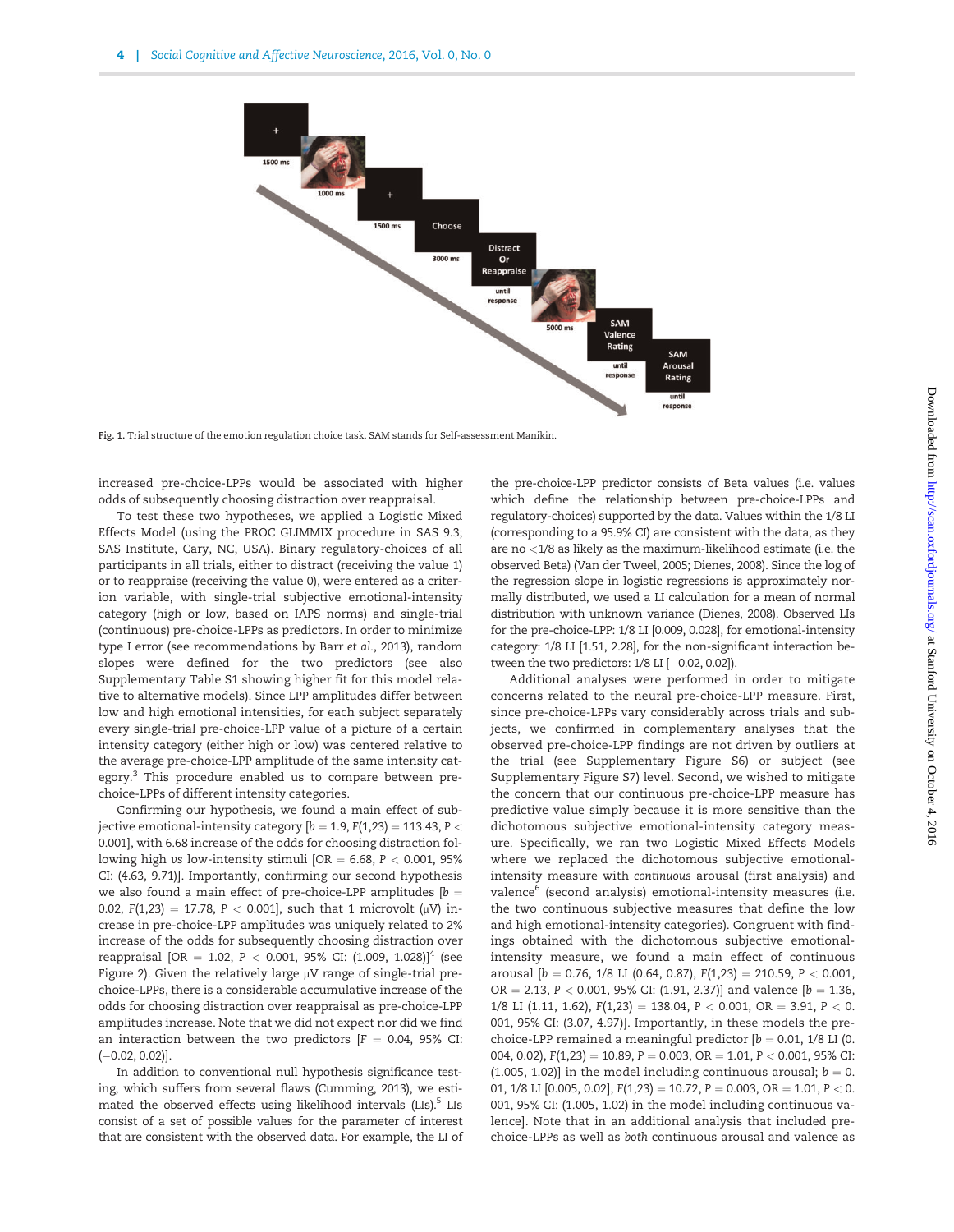Fig. 1. Trial structure of the emotion regulation choice task. SAM stands for Self-assessment Manikin.

increased pre-choice-LPPs would be associated with higher odds of subsequently choosing distraction over reappraisal.

To test these two hypotheses, we applied a Logistic Mixed Effects Model (using the PROC GLIMMIX procedure in SAS 9.3; SAS Institute, Cary, NC, USA). Binary regulatory-choices of all participants in all trials, either to distract (receiving the value 1) or to reappraise (receiving the value 0), were entered as a criterion variable, with single-trial subjective emotional-intensity category (high or low, based on IAPS norms) and single-trial (continuous) pre-choice-LPPs as predictors. In order to minimize type I error (see recommendations by Barr *et al.*, 2013), random slopes were defined for the two predictors (see also Supplementary Table S1 showing higher fit for this model relative to alternative models). Since LPP amplitudes differ between low and high emotional intensities, for each subject separately every single-trial pre-choice-LPP value of a picture of a certain intensity category (either high or low) was centered relative to the average pre-choice-LPP amplitude of the same intensity category.[3] This procedure enabled us to compare between pre-choice-LPPs of different intensity categories.

Confirming our hypothesis, we found a main effect of subjective emotional-intensity category [$b = 1.9$, $F(1,23) = 113.43$, $P < 0.001$], with 6.68 increase of the odds for choosing distraction following high *vs* low-intensity stimuli [$OR = 6.68$, $P < 0.001$, 95% CI: (4.63, 9.71)]. Importantly, confirming our second hypothesis we also found a main effect of pre-choice-LPP amplitudes [$b = 0.02$, $F(1,23) = 17.78$, $P < 0.001$], such that 1 microvolt ($\mu V$) increase in pre-choice-LPP amplitudes was uniquely related to 2% increase of the odds for subsequently choosing distraction over reappraisal [$OR = 1.02$, $P < 0.001$, 95% CI: (1.009, 1.028)][4] (see Figure 2). Given the relatively large $\mu V$ range of single-trial pre-choice-LPPs, there is a considerable accumulative increase of the odds for choosing distraction over reappraisal as pre-choice-LPP amplitudes increase. Note that we did not expect nor did we find an interaction between the two predictors [$F = 0.04$, 95% CI: (−0.02, 0.02)].

In addition to conventional null hypothesis significance testing, which suffers from several flaws (Cumming, 2013), we estimated the observed effects using likelihood intervals (LIs).[5] LIs consist of a set of possible values for the parameter of interest that are consistent with the observed data. For example, the LI of the pre-choice-LPP predictor consists of Beta values (i.e. values which define the relationship between pre-choice-LPPs and regulatory-choices) supported by the data. Values within the 1/8 LI (corresponding to a 95.9% CI) are consistent with the data, as they are no <1/8 as likely as the maximum-likelihood estimate (i.e. the observed Beta) (Van der Tweel, 2005; Dienes, 2008). Since the log of the regression slope in logistic regressions is approximately normally distributed, we used a LI calculation for a mean of normal distribution with unknown variance (Dienes, 2008). Observed LIs for the pre-choice-LPP: 1/8 LI [0.009, 0.028], for emotional-intensity category: 1/8 LI [1.51, 2.28], for the non-significant interaction between the two predictors: 1/8 LI [−0.02, 0.02]).

Additional analyses were performed in order to mitigate concerns related to the neural pre-choice-LPP measure. First, since pre-choice-LPPs vary considerably across trials and subjects, we confirmed in complementary analyses that the observed pre-choice-LPP findings are not driven by outliers at the trial (see Supplementary Figure S6) or subject (see Supplementary Figure S7) level. Second, we wished to mitigate the concern that our continuous pre-choice-LPP measure has predictive value simply because it is more sensitive than the dichotomous subjective emotional-intensity category measure. Specifically, we ran two Logistic Mixed Effects Models where we replaced the dichotomous subjective emotional-intensity measure with *continuous* arousal (first analysis) and valence[6] (second analysis) emotional-intensity measures (i.e. the two continuous subjective measures that define the low and high emotional-intensity categories). Congruent with findings obtained with the dichotomous subjective emotional-intensity measure, we found a main effect of continuous arousal [$b = 0.76$, 1/8 LI (0.64, 0.87), $F(1,23) = 210.59$, $P < 0.001$, $OR = 2.13$, $P < 0.001$, 95% CI: (1.91, 2.37)] and valence [$b = 1.36$, 1/8 LI (1.11, 1.62), $F(1,23) = 138.04$, $P < 0.001$, $OR = 3.91$, $P < 0.001$, 95% CI: (3.07, 4.97)]. Importantly, in these models the pre-choice-LPP remained a meaningful predictor [$b = 0.01$, 1/8 LI (0.004, 0.02), $F(1,23) = 10.89$, $P = 0.003$, $OR = 1.01$, $P < 0.001$, 95% CI: (1.005, 1.02)] in the model including continuous arousal; $b = 0.01$, 1/8 LI [0.005, 0.02], $F(1,23) = 10.72$, $P = 0.003$, $OR = 1.01$, $P < 0.001$, 95% CI: (1.005, 1.02) in the model including continuous valence]. Note that in an additional analysis that included pre-choice-LPPs as well as *both* continuous arousal and valence as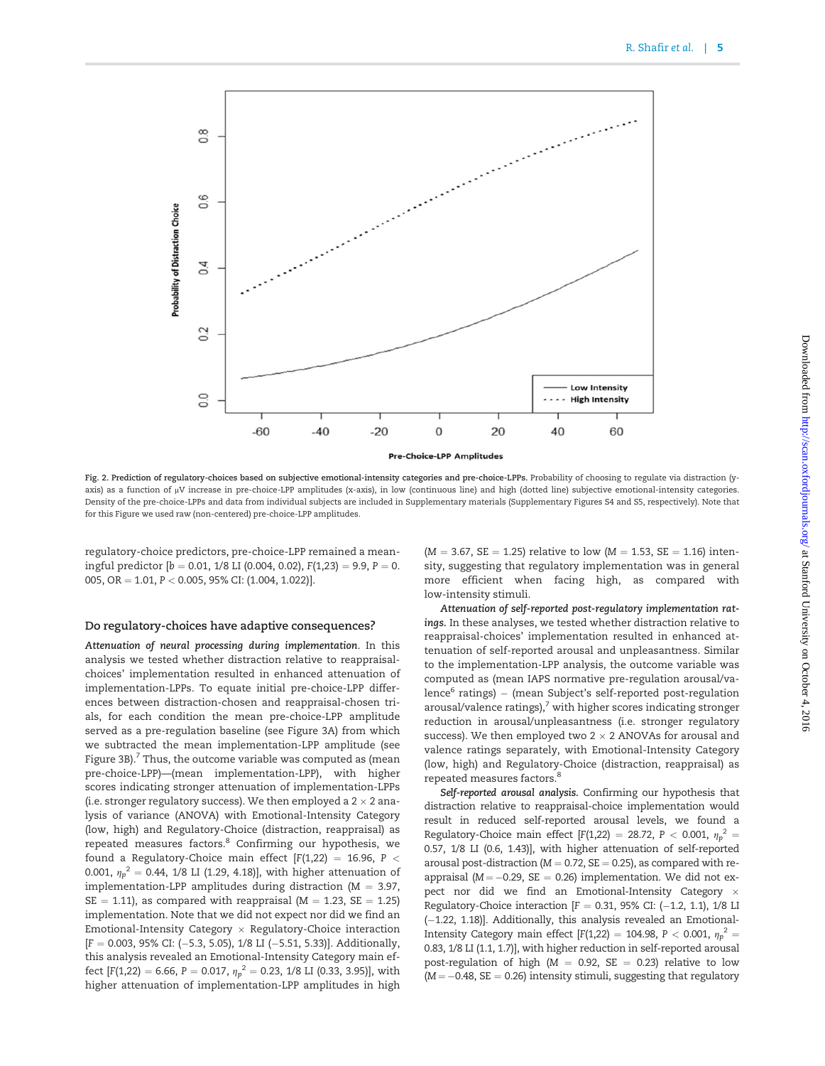Fig. 2. **Prediction of regulatory-choices based on subjective emotional-intensity categories and pre-choice-LPPs.** Probability of choosing to regulate via distraction (y-axis) as a function of μV increase in pre-choice-LPP amplitudes (x-axis), in low (continuous line) and high (dotted line) subjective emotional-intensity categories. Density of the pre-choice-LPPs and data from individual subjects are included in Supplementary materials (Supplementary Figures S4 and S5, respectively). Note that for this Figure we used raw (non-centered) pre-choice-LPP amplitudes.

regulatory-choice predictors, pre-choice-LPP remained a meaningful predictor [$b = 0.01$, 1/8 LI (0.004, 0.02), $F(1,23) = 9.9$, $P = 0.005$, OR = 1.01, $P < 0.005$, 95% CI: (1.004, 1.022)].

### Do regulatory-choices have adaptive consequences?

*Attenuation of neural processing during implementation*. In this analysis we tested whether distraction relative to reappraisal-choices' implementation resulted in enhanced attenuation of implementation-LPPs. To equate initial pre-choice-LPP differences between distraction-chosen and reappraisal-chosen trials, for each condition the mean pre-choice-LPP amplitude served as a pre-regulation baseline (see Figure 3A) from which we subtracted the mean implementation-LPP amplitude (see Figure 3B).[7] Thus, the outcome variable was computed as (mean pre-choice-LPP)—(mean implementation-LPP), with higher scores indicating stronger attenuation of implementation-LPPs (i.e. stronger regulatory success). We then employed a 2 × 2 analysis of variance (ANOVA) with Emotional-Intensity Category (low, high) and Regulatory-Choice (distraction, reappraisal) as repeated measures factors.[8] Confirming our hypothesis, we found a Regulatory-Choice main effect [$F(1,22) = 16.96$, $P < 0.001$, $\eta_p^2 = 0.44$, 1/8 LI (1.29, 4.18)], with higher attenuation of implementation-LPP amplitudes during distraction ($M = 3.97$, $SE = 1.11$), as compared with reappraisal ($M = 1.23$, $SE = 1.25$) implementation. Note that we did not expect nor did we find an Emotional-Intensity Category × Regulatory-Choice interaction [$F = 0.003$, 95% CI: (−5.3, 5.05), 1/8 LI (−5.51, 5.33)]. Additionally, this analysis revealed an Emotional-Intensity Category main effect [$F(1,22) = 6.66$, $P = 0.017$, $\eta_p^2 = 0.23$, 1/8 LI (0.33, 3.95)], with higher attenuation of implementation-LPP amplitudes in high ($M = 3.67$, $SE = 1.25$) relative to low ($M = 1.53$, $SE = 1.16$) intensity, suggesting that regulatory implementation was in general more efficient when facing high, as compared with low-intensity stimuli.

*Attenuation of self-reported post-regulatory implementation ratings.* In these analyses, we tested whether distraction relative to reappraisal-choices' implementation resulted in enhanced attenuation of self-reported arousal and unpleasantness. Similar to the implementation-LPP analysis, the outcome variable was computed as (mean IAPS normative pre-regulation arousal/valence[6] ratings) – (mean Subject's self-reported post-regulation arousal/valence ratings),[7] with higher scores indicating stronger reduction in arousal/unpleasantness (i.e. stronger regulatory success). We then employed two 2 × 2 ANOVAs for arousal and valence ratings separately, with Emotional-Intensity Category (low, high) and Regulatory-Choice (distraction, reappraisal) as repeated measures factors.[8]

*Self-reported arousal analysis.* Confirming our hypothesis that distraction relative to reappraisal-choice implementation would result in reduced self-reported arousal levels, we found a Regulatory-Choice main effect [$F(1,22) = 28.72$, $P < 0.001$, $\eta_p^2 = 0.57$, 1/8 LI (0.6, 1.43)], with higher attenuation of self-reported arousal post-distraction ($M = 0.72$, $SE = 0.25$), as compared with reappraisal ($M = -0.29$, $SE = 0.26$) implementation. We did not expect nor did we find an Emotional-Intensity Category × Regulatory-Choice interaction [$F = 0.31$, 95% CI: (−1.2, 1.1), 1/8 LI (−1.22, 1.18)]. Additionally, this analysis revealed an Emotional-Intensity Category main effect [$F(1,22) = 104.98$, $P < 0.001$, $\eta_p^2 = 0.83$, 1/8 LI (1.1, 1.7)], with higher reduction in self-reported arousal post-regulation of high ($M = 0.92$, $SE = 0.23$) relative to low ($M = -0.48$, $SE = 0.26$) intensity stimuli, suggesting that regulatory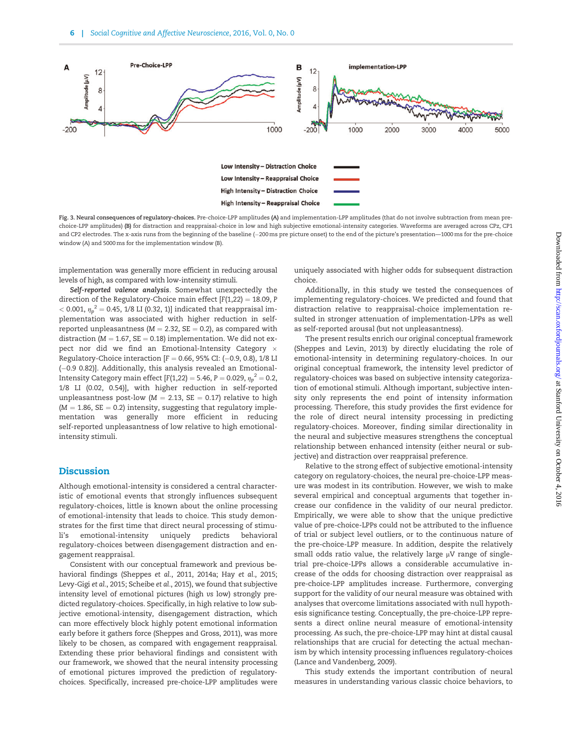Fig. 3. Neural consequences of regulatory-choices. Pre-choice-LPP amplitudes (A) and implementation-LPP amplitudes (that do not involve subtraction from mean pre-choice-LPP amplitudes) (B) for distraction and reappraisal-choice in low and high subjective emotional-intensity categories. Waveforms are averaged across CPz, CP1 and CP2 electrodes. The x-axis runs from the beginning of the baseline (−200 ms pre picture onset) to the end of the picture's presentation—1000 ms for the pre-choice window (A) and 5000 ms for the implementation window (B).

implementation was generally more efficient in reducing arousal levels of high, as compared with low-intensity stimuli.

***Self-reported valence analysis*.** Somewhat unexpectedly the direction of the Regulatory-Choice main effect [$F(1,22) = 18.09$, $P < 0.001$, $\eta_p^2 = 0.45$, 1/8 LI (0.32, 1)] indicated that reappraisal implementation was associated with higher reduction in self-reported unpleasantness ($M = 2.32$, $SE = 0.2$), as compared with distraction ($M = 1.67$, $SE = 0.18$) implementation. We did not expect nor did we find an Emotional-Intensity Category × Regulatory-Choice interaction [$F = 0.66$, 95% CI: (−0.9, 0.8), 1/8 LI (−0.9 0.82)]. Additionally, this analysis revealed an Emotional-Intensity Category main effect [$F(1,22) = 5.46$, $P = 0.029$, $\eta_p^2 = 0.2$, 1/8 LI (0.02, 0.54)], with higher reduction in self-reported unpleasantness post-low ($M = 2.13$, $SE = 0.17$) relative to high ($M = 1.86$, $SE = 0.2$) intensity, suggesting that regulatory implementation was generally more efficient in reducing self-reported unpleasantness of low relative to high emotional-intensity stimuli.

## Discussion

Although emotional-intensity is considered a central characteristic of emotional events that strongly influences subsequent regulatory-choices, little is known about the online processing of emotional-intensity that leads to choice. This study demonstrates for the first time that direct neural processing of stimuli's emotional-intensity uniquely predicts behavioral regulatory-choices between disengagement distraction and engagement reappraisal.

Consistent with our conceptual framework and previous behavioral findings (Sheppes *et al.*, 2011, 2014a; Hay *et al.*, 2015; Levy-Gigi *et al.*, 2015; Scheibe *et al.*, 2015), we found that subjective intensity level of emotional pictures (high *vs* low) strongly predicted regulatory-choices. Specifically, in high relative to low subjective emotional-intensity, disengagement distraction, which can more effectively block highly potent emotional information early before it gathers force (Sheppes and Gross, 2011), was more likely to be chosen, as compared with engagement reappraisal. Extending these prior behavioral findings and consistent with our framework, we showed that the neural intensity processing of emotional pictures improved the prediction of regulatory-choices. Specifically, increased pre-choice-LPP amplitudes were uniquely associated with higher odds for subsequent distraction choice.

Additionally, in this study we tested the consequences of implementing regulatory-choices. We predicted and found that distraction relative to reappraisal-choice implementation resulted in stronger attenuation of implementation-LPPs as well as self-reported arousal (but not unpleasantness).

The present results enrich our original conceptual framework (Sheppes and Levin, 2013) by directly elucidating the role of emotional-intensity in determining regulatory-choices. In our original conceptual framework, the intensity level predictor of regulatory-choices was based on subjective intensity categorization of emotional stimuli. Although important, subjective intensity only represents the end point of intensity information processing. Therefore, this study provides the first evidence for the role of direct neural intensity processing in predicting regulatory-choices. Moreover, finding similar directionality in the neural and subjective measures strengthens the conceptual relationship between enhanced intensity (either neural or subjective) and distraction over reappraisal preference.

Relative to the strong effect of subjective emotional-intensity category on regulatory-choices, the neural pre-choice-LPP measure was modest in its contribution. However, we wish to make several empirical and conceptual arguments that together increase our confidence in the validity of our neural predictor. Empirically, we were able to show that the unique predictive value of pre-choice-LPPs could not be attributed to the influence of trial or subject level outliers, or to the continuous nature of the pre-choice-LPP measure. In addition, despite the relatively small odds ratio value, the relatively large μV range of single-trial pre-choice-LPPs allows a considerable accumulative increase of the odds for choosing distraction over reappraisal as pre-choice-LPP amplitudes increase. Furthermore, converging support for the validity of our neural measure was obtained with analyses that overcome limitations associated with null hypothesis significance testing. Conceptually, the pre-choice-LPP represents a direct online neural measure of emotional-intensity processing. As such, the pre-choice-LPP may hint at distal causal relationships that are crucial for detecting the actual mechanism by which intensity processing influences regulatory-choices (Lance and Vandenberg, 2009).

This study extends the important contribution of neural measures in understanding various classic choice behaviors, to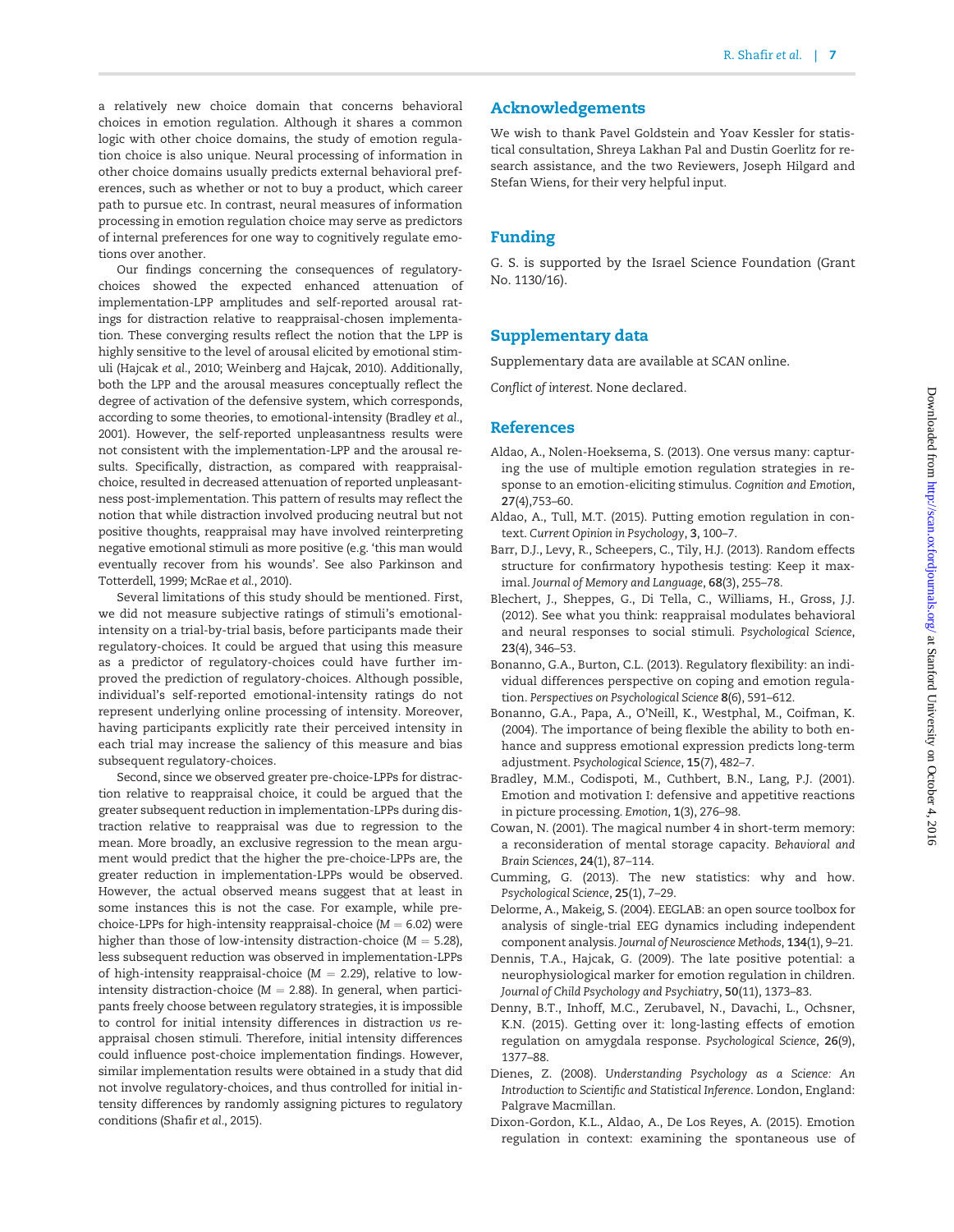a relatively new choice domain that concerns behavioral choices in emotion regulation. Although it shares a common logic with other choice domains, the study of emotion regulation choice is also unique. Neural processing of information in other choice domains usually predicts external behavioral preferences, such as whether or not to buy a product, which career path to pursue etc. In contrast, neural measures of information processing in emotion regulation choice may serve as predictors of internal preferences for one way to cognitively regulate emotions over another.

Our findings concerning the consequences of regulatory-choices showed the expected enhanced attenuation of implementation-LPP amplitudes and self-reported arousal ratings for distraction relative to reappraisal-chosen implementation. These converging results reflect the notion that the LPP is highly sensitive to the level of arousal elicited by emotional stimuli (Hajcak *et al.*, 2010; Weinberg and Hajcak, 2010). Additionally, both the LPP and the arousal measures conceptually reflect the degree of activation of the defensive system, which corresponds, according to some theories, to emotional-intensity (Bradley *et al.*, 2001). However, the self-reported unpleasantness results were not consistent with the implementation-LPP and the arousal results. Specifically, distraction, as compared with reappraisal-choice, resulted in decreased attenuation of reported unpleasantness post-implementation. This pattern of results may reflect the notion that while distraction involved producing neutral but not positive thoughts, reappraisal may have involved reinterpreting negative emotional stimuli as more positive (e.g. 'this man would eventually recover from his wounds'. See also Parkinson and Totterdell, 1999; McRae *et al.*, 2010).

Several limitations of this study should be mentioned. First, we did not measure subjective ratings of stimuli's emotional-intensity on a trial-by-trial basis, before participants made their regulatory-choices. It could be argued that using this measure as a predictor of regulatory-choices could have further improved the prediction of regulatory-choices. Although possible, individual's self-reported emotional-intensity ratings do not represent underlying online processing of intensity. Moreover, having participants explicitly rate their perceived intensity in each trial may increase the saliency of this measure and bias subsequent regulatory-choices.

Second, since we observed greater pre-choice-LPPs for distraction relative to reappraisal choice, it could be argued that the greater subsequent reduction in implementation-LPPs during distraction relative to reappraisal was due to regression to the mean. More broadly, an exclusive regression to the mean argument would predict that the higher the pre-choice-LPPs are, the greater reduction in implementation-LPPs would be observed. However, the actual observed means suggest that at least in some instances this is not the case. For example, while pre-choice-LPPs for high-intensity reappraisal-choice ($M = 6.02$) were higher than those of low-intensity distraction-choice ($M = 5.28$), less subsequent reduction was observed in implementation-LPPs of high-intensity reappraisal-choice ($M = 2.29$), relative to low-intensity distraction-choice ($M = 2.88$). In general, when participants freely choose between regulatory strategies, it is impossible to control for initial intensity differences in distraction *vs* reappraisal chosen stimuli. Therefore, initial intensity differences could influence post-choice implementation findings. However, similar implementation results were obtained in a study that did not involve regulatory-choices, and thus controlled for initial intensity differences by randomly assigning pictures to regulatory conditions (Shafir *et al.*, 2015).

## Acknowledgements

We wish to thank Pavel Goldstein and Yoav Kessler for statistical consultation, Shreya Lakhan Pal and Dustin Goerlitz for research assistance, and the two Reviewers, Joseph Hilgard and Stefan Wiens, for their very helpful input.

## Funding

G. S. is supported by the Israel Science Foundation (Grant No. 1130/16).

## Supplementary data

Supplementary data are available at *SCAN* online.

*Conflict of interest*. None declared.

## References

Aldao, A., Nolen-Hoeksema, S. (2013). One versus many: capturing the use of multiple emotion regulation strategies in response to an emotion-eliciting stimulus. *Cognition and Emotion*, **27**(4),753–60.

Aldao, A., Tull, M.T. (2015). Putting emotion regulation in context. *Current Opinion in Psychology*, **3**, 100–7.

Barr, D.J., Levy, R., Scheepers, C., Tily, H.J. (2013). Random effects structure for confirmatory hypothesis testing: Keep it maximal. *Journal of Memory and Language*, **68**(3), 255–78.

Blechert, J., Sheppes, G., Di Tella, C., Williams, H., Gross, J.J. (2012). See what you think: reappraisal modulates behavioral and neural responses to social stimuli. *Psychological Science*, **23**(4), 346–53.

Bonanno, G.A., Burton, C.L. (2013). Regulatory flexibility: an individual differences perspective on coping and emotion regulation. *Perspectives on Psychological Science* **8**(6), 591–612.

Bonanno, G.A., Papa, A., O'Neill, K., Westphal, M., Coifman, K. (2004). The importance of being flexible the ability to both enhance and suppress emotional expression predicts long-term adjustment. *Psychological Science*, **15**(7), 482–7.

Bradley, M.M., Codispoti, M., Cuthbert, B.N., Lang, P.J. (2001). Emotion and motivation I: defensive and appetitive reactions in picture processing. *Emotion*, **1**(3), 276–98.

Cowan, N. (2001). The magical number 4 in short-term memory: a reconsideration of mental storage capacity. *Behavioral and Brain Sciences*, **24**(1), 87–114.

Cumming, G. (2013). The new statistics: why and how. *Psychological Science*, **25**(1), 7–29.

Delorme, A., Makeig, S. (2004). EEGLAB: an open source toolbox for analysis of single-trial EEG dynamics including independent component analysis. *Journal of Neuroscience Methods*, **134**(1), 9–21.

Dennis, T.A., Hajcak, G. (2009). The late positive potential: a neurophysiological marker for emotion regulation in children. *Journal of Child Psychology and Psychiatry*, **50**(11), 1373–83.

Denny, B.T., Inhoff, M.C., Zerubavel, N., Davachi, L., Ochsner, K.N. (2015). Getting over it: long-lasting effects of emotion regulation on amygdala response. *Psychological Science*, **26**(9), 1377–88.

Dienes, Z. (2008). *Understanding Psychology as a Science: An Introduction to Scientific and Statistical Inference*. London, England: Palgrave Macmillan.

Dixon-Gordon, K.L., Aldao, A., De Los Reyes, A. (2015). Emotion regulation in context: examining the spontaneous use of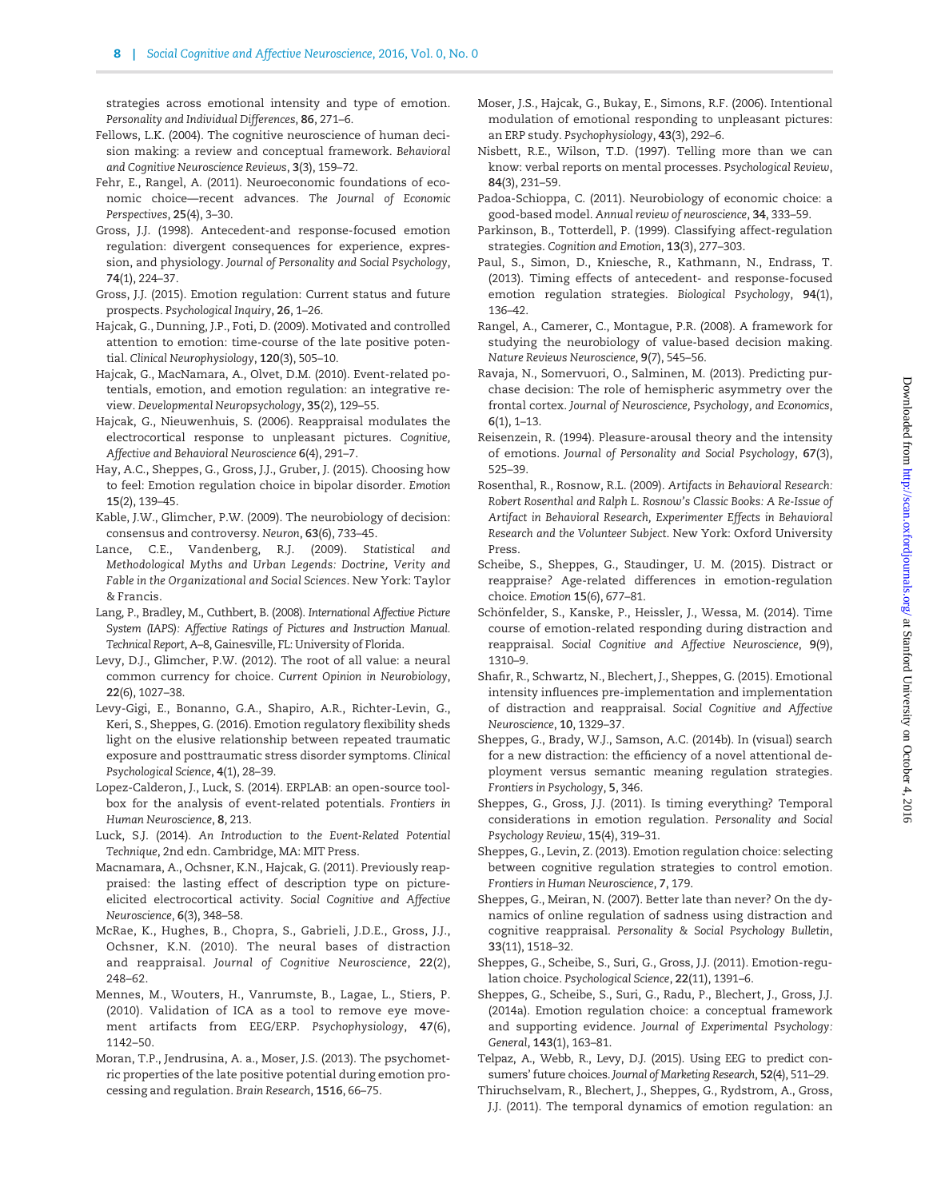strategies across emotional intensity and type of emotion. *Personality and Individual Differences*, **86**, 271–6.

Fellows, L.K. (2004). The cognitive neuroscience of human decision making: a review and conceptual framework. *Behavioral and Cognitive Neuroscience Reviews*, **3**(3), 159–72.

Fehr, E., Rangel, A. (2011). Neuroeconomic foundations of economic choice—recent advances. *The Journal of Economic Perspectives*, **25**(4), 3–30.

Gross, J.J. (1998). Antecedent-and response-focused emotion regulation: divergent consequences for experience, expression, and physiology. *Journal of Personality and Social Psychology*, **74**(1), 224–37.

Gross, J.J. (2015). Emotion regulation: Current status and future prospects. *Psychological Inquiry*, **26**, 1–26.

Hajcak, G., Dunning, J.P., Foti, D. (2009). Motivated and controlled attention to emotion: time-course of the late positive potential. *Clinical Neurophysiology*, **120**(3), 505–10.

Hajcak, G., MacNamara, A., Olvet, D.M. (2010). Event-related potentials, emotion, and emotion regulation: an integrative review. *Developmental Neuropsychology*, **35**(2), 129–55.

Hajcak, G., Nieuwenhuis, S. (2006). Reappraisal modulates the electrocortical response to unpleasant pictures. *Cognitive, Affective and Behavioral Neuroscience* **6**(4), 291–7.

Hay, A.C., Sheppes, G., Gross, J.J., Gruber, J. (2015). Choosing how to feel: Emotion regulation choice in bipolar disorder. *Emotion* **15**(2), 139–45.

Kable, J.W., Glimcher, P.W. (2009). The neurobiology of decision: consensus and controversy. *Neuron*, **63**(6), 733–45.

Lance, C.E., Vandenberg, R.J. (2009). *Statistical and Methodological Myths and Urban Legends: Doctrine, Verity and Fable in the Organizational and Social Sciences*. New York: Taylor & Francis.

Lang, P., Bradley, M., Cuthbert, B. (2008). *International Affective Picture System (IAPS): Affective Ratings of Pictures and Instruction Manual. Technical Report*, A–8, Gainesville, FL: University of Florida.

Levy, D.J., Glimcher, P.W. (2012). The root of all value: a neural common currency for choice. *Current Opinion in Neurobiology*, **22**(6), 1027–38.

Levy-Gigi, E., Bonanno, G.A., Shapiro, A.R., Richter-Levin, G., Keri, S., Sheppes, G. (2016). Emotion regulatory flexibility sheds light on the elusive relationship between repeated traumatic exposure and posttraumatic stress disorder symptoms. *Clinical Psychological Science*, **4**(1), 28–39.

Lopez-Calderon, J., Luck, S. (2014). ERPLAB: an open-source toolbox for the analysis of event-related potentials. *Frontiers in Human Neuroscience*, **8**, 213.

Luck, S.J. (2014). *An Introduction to the Event-Related Potential Technique*, 2nd edn. Cambridge, MA: MIT Press.

Macnamara, A., Ochsner, K.N., Hajcak, G. (2011). Previously reappraised: the lasting effect of description type on picture-elicited electrocortical activity. *Social Cognitive and Affective Neuroscience*, **6**(3), 348–58.

McRae, K., Hughes, B., Chopra, S., Gabrieli, J.D.E., Gross, J.J., Ochsner, K.N. (2010). The neural bases of distraction and reappraisal. *Journal of Cognitive Neuroscience*, **22**(2), 248–62.

Mennes, M., Wouters, H., Vanrumste, B., Lagae, L., Stiers, P. (2010). Validation of ICA as a tool to remove eye movement artifacts from EEG/ERP. *Psychophysiology*, **47**(6), 1142–50.

Moran, T.P., Jendrusina, A. a., Moser, J.S. (2013). The psychometric properties of the late positive potential during emotion processing and regulation. *Brain Research*, **1516**, 66–75.

Moser, J.S., Hajcak, G., Bukay, E., Simons, R.F. (2006). Intentional modulation of emotional responding to unpleasant pictures: an ERP study. *Psychophysiology*, **43**(3), 292–6.

Nisbett, R.E., Wilson, T.D. (1997). Telling more than we can know: verbal reports on mental processes. *Psychological Review*, **84**(3), 231–59.

Padoa-Schioppa, C. (2011). Neurobiology of economic choice: a good-based model. *Annual review of neuroscience*, **34**, 333–59.

Parkinson, B., Totterdell, P. (1999). Classifying affect-regulation strategies. *Cognition and Emotion*, **13**(3), 277–303.

Paul, S., Simon, D., Kniesche, R., Kathmann, N., Endrass, T. (2013). Timing effects of antecedent- and response-focused emotion regulation strategies. *Biological Psychology*, **94**(1), 136–42.

Rangel, A., Camerer, C., Montague, P.R. (2008). A framework for studying the neurobiology of value-based decision making. *Nature Reviews Neuroscience*, **9**(7), 545–56.

Ravaja, N., Somervuori, O., Salminen, M. (2013). Predicting purchase decision: The role of hemispheric asymmetry over the frontal cortex. *Journal of Neuroscience, Psychology, and Economics*, **6**(1), 1–13.

Reisenzein, R. (1994). Pleasure-arousal theory and the intensity of emotions. *Journal of Personality and Social Psychology*, **67**(3), 525–39.

Rosenthal, R., Rosnow, R.L. (2009). *Artifacts in Behavioral Research: Robert Rosenthal and Ralph L. Rosnow's Classic Books: A Re-Issue of Artifact in Behavioral Research, Experimenter Effects in Behavioral Research and the Volunteer Subject*. New York: Oxford University Press.

Scheibe, S., Sheppes, G., Staudinger, U. M. (2015). Distract or reappraise? Age-related differences in emotion-regulation choice. *Emotion* **15**(6), 677–81.

Schönfelder, S., Kanske, P., Heissler, J., Wessa, M. (2014). Time course of emotion-related responding during distraction and reappraisal. *Social Cognitive and Affective Neuroscience*, **9**(9), 1310–9.

Shafir, R., Schwartz, N., Blechert, J., Sheppes, G. (2015). Emotional intensity influences pre-implementation and implementation of distraction and reappraisal. *Social Cognitive and Affective Neuroscience*, **10**, 1329–37.

Sheppes, G., Brady, W.J., Samson, A.C. (2014b). In (visual) search for a new distraction: the efficiency of a novel attentional deployment versus semantic meaning regulation strategies. *Frontiers in Psychology*, **5**, 346.

Sheppes, G., Gross, J.J. (2011). Is timing everything? Temporal considerations in emotion regulation. *Personality and Social Psychology Review*, **15**(4), 319–31.

Sheppes, G., Levin, Z. (2013). Emotion regulation choice: selecting between cognitive regulation strategies to control emotion. *Frontiers in Human Neuroscience*, **7**, 179.

Sheppes, G., Meiran, N. (2007). Better late than never? On the dynamics of online regulation of sadness using distraction and cognitive reappraisal. *Personality & Social Psychology Bulletin*, **33**(11), 1518–32.

Sheppes, G., Scheibe, S., Suri, G., Gross, J.J. (2011). Emotion-regulation choice. *Psychological Science*, **22**(11), 1391–6.

Sheppes, G., Scheibe, S., Suri, G., Radu, P., Blechert, J., Gross, J.J. (2014a). Emotion regulation choice: a conceptual framework and supporting evidence. *Journal of Experimental Psychology: General*, **143**(1), 163–81.

Telpaz, A., Webb, R., Levy, D.J. (2015). Using EEG to predict consumers' future choices. *Journal of Marketing Research*, **52**(4), 511–29.

Thiruchselvam, R., Blechert, J., Sheppes, G., Rydstrom, A., Gross, J.J. (2011). The temporal dynamics of emotion regulation: an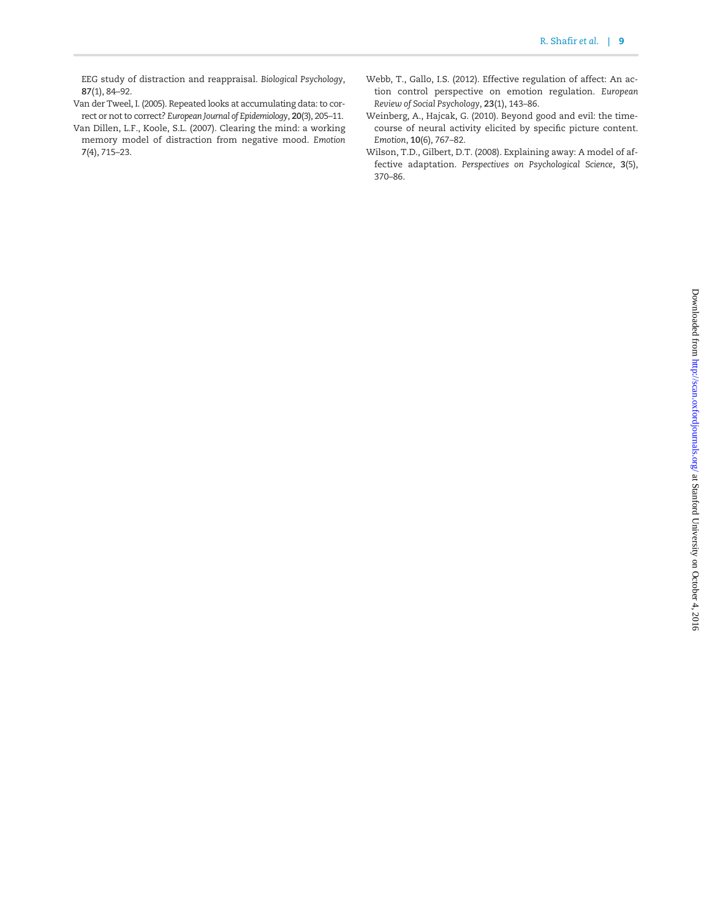EEG study of distraction and reappraisal. *Biological Psychology*, **87**(1), 84–92.

Van der Tweel, I. (2005). Repeated looks at accumulating data: to correct or not to correct? *European Journal of Epidemiology*, **20**(3), 205–11.

Van Dillen, L.F., Koole, S.L. (2007). Clearing the mind: a working memory model of distraction from negative mood. *Emotion* **7**(4), 715–23.

Webb, T., Gallo, I.S. (2012). Effective regulation of affect: An action control perspective on emotion regulation. *European Review of Social Psychology*, **23**(1), 143–86.

Weinberg, A., Hajcak, G. (2010). Beyond good and evil: the time-course of neural activity elicited by specific picture content. *Emotion*, **10**(6), 767–82.

Wilson, T.D., Gilbert, D.T. (2008). Explaining away: A model of affective adaptation. *Perspectives on Psychological Science*, **3**(5), 370–86.